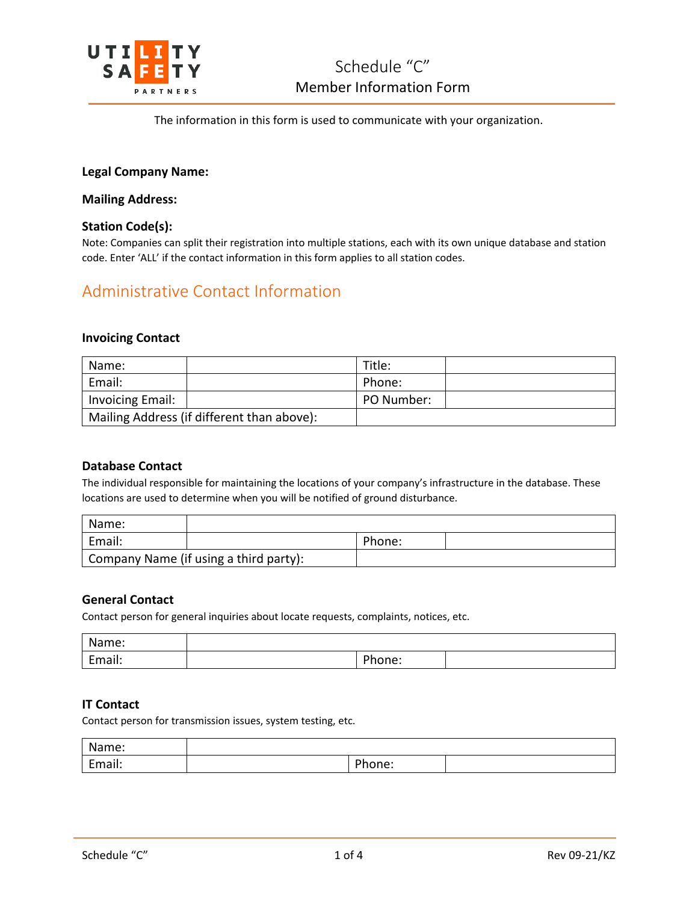# Schedule "C"
## Member Information Form

The information in this form is used to communicate with your organization.

**Legal Company Name:**

**Mailing Address:**

**Station Code(s):**

Note: Companies can split their registration into multiple stations, each with its own unique database and station code. Enter 'ALL' if the contact information in this form applies to all station codes.

## Administrative Contact Information

### Invoicing Contact

| Name: | | Title: | |
|---|---|---|---|
| Email: | | Phone: | |
| Invoicing Email: | | PO Number: | |
| Mailing Address (if different than above): | | | |

### Database Contact

The individual responsible for maintaining the locations of your company's infrastructure in the database. These locations are used to determine when you will be notified of ground disturbance.

| Name: | | | |
|---|---|---|---|
| Email: | | Phone: | |
| Company Name (if using a third party): | | | |

### General Contact

Contact person for general inquiries about locate requests, complaints, notices, etc.

| Name: | | | |
|---|---|---|---|
| Email: | | Phone: | |

### IT Contact

Contact person for transmission issues, system testing, etc.

| Name: | | | |
|---|---|---|---|
| Email: | | Phone: | |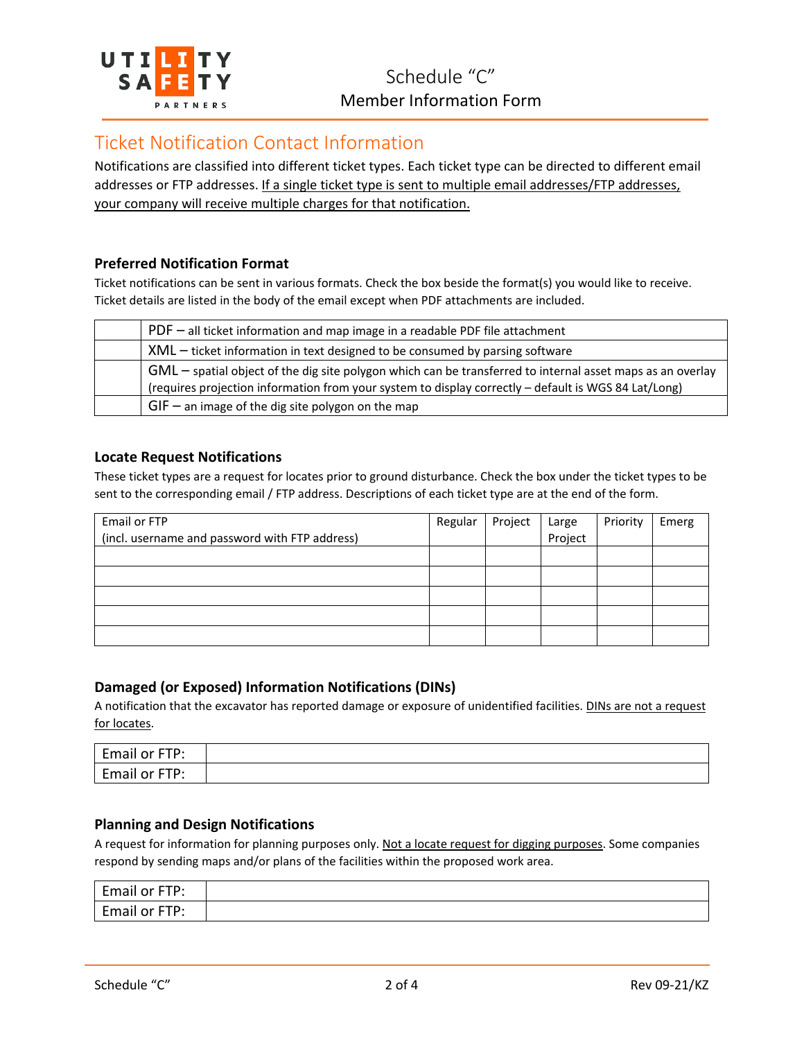Schedule "C"
Member Information Form

## Ticket Notification Contact Information

Notifications are classified into different ticket types. Each ticket type can be directed to different email addresses or FTP addresses. If a single ticket type is sent to multiple email addresses/FTP addresses, your company will receive multiple charges for that notification.

### Preferred Notification Format

Ticket notifications can be sent in various formats. Check the box beside the format(s) you would like to receive. Ticket details are listed in the body of the email except when PDF attachments are included.

| | Format |
|---|---|
| | PDF – all ticket information and map image in a readable PDF file attachment |
| | XML – ticket information in text designed to be consumed by parsing software |
| | GML – spatial object of the dig site polygon which can be transferred to internal asset maps as an overlay (requires projection information from your system to display correctly – default is WGS 84 Lat/Long) |
| | GIF – an image of the dig site polygon on the map |

### Locate Request Notifications

These ticket types are a request for locates prior to ground disturbance. Check the box under the ticket types to be sent to the corresponding email / FTP address. Descriptions of each ticket type are at the end of the form.

| Email or FTP (incl. username and password with FTP address) | Regular | Project | Large Project | Priority | Emerg |
|---|---|---|---|---|---|
| | | | | | |
| | | | | | |
| | | | | | |
| | | | | | |
| | | | | | |

### Damaged (or Exposed) Information Notifications (DINs)

A notification that the excavator has reported damage or exposure of unidentified facilities. DINs are not a request for locates.

| | |
|---|---|
| Email or FTP: | |
| Email or FTP: | |

### Planning and Design Notifications

A request for information for planning purposes only. Not a locate request for digging purposes. Some companies respond by sending maps and/or plans of the facilities within the proposed work area.

| | |
|---|---|
| Email or FTP: | |
| Email or FTP: | |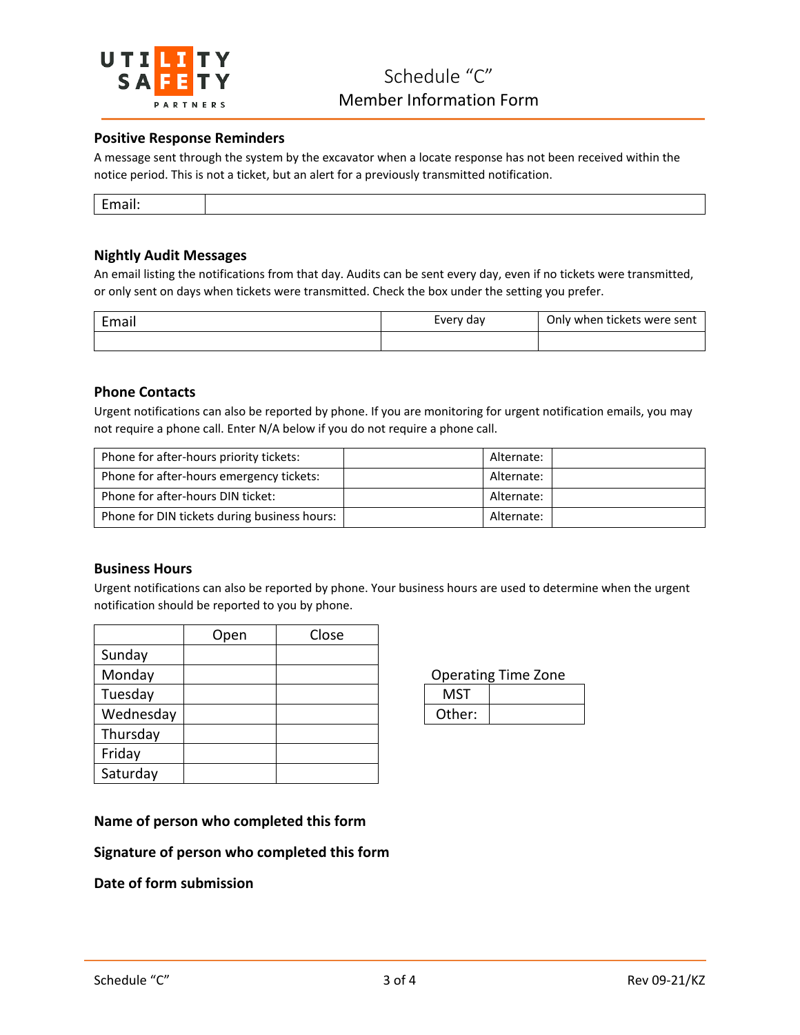# Schedule "C"
## Member Information Form

### Positive Response Reminders

A message sent through the system by the excavator when a locate response has not been received within the notice period. This is not a ticket, but an alert for a previously transmitted notification.

| Email: | |
|---|---|

### Nightly Audit Messages

An email listing the notifications from that day. Audits can be sent every day, even if no tickets were transmitted, or only sent on days when tickets were transmitted. Check the box under the setting you prefer.

| Email | Every day | Only when tickets were sent |
|---|---|---|
| | | |

### Phone Contacts

Urgent notifications can also be reported by phone. If you are monitoring for urgent notification emails, you may not require a phone call. Enter N/A below if you do not require a phone call.

| Phone for after-hours priority tickets: | | Alternate: | |
|---|---|---|---|
| Phone for after-hours emergency tickets: | | Alternate: | |
| Phone for after-hours DIN ticket: | | Alternate: | |
| Phone for DIN tickets during business hours: | | Alternate: | |

### Business Hours

Urgent notifications can also be reported by phone. Your business hours are used to determine when the urgent notification should be reported to you by phone.

| | Open | Close |
|---|---|---|
| Sunday | | |
| Monday | | |
| Tuesday | | |
| Wednesday | | |
| Thursday | | |
| Friday | | |
| Saturday | | |

Operating Time Zone

| MST | |
|---|---|
| Other: | |

**Name of person who completed this form**

**Signature of person who completed this form**

**Date of form submission**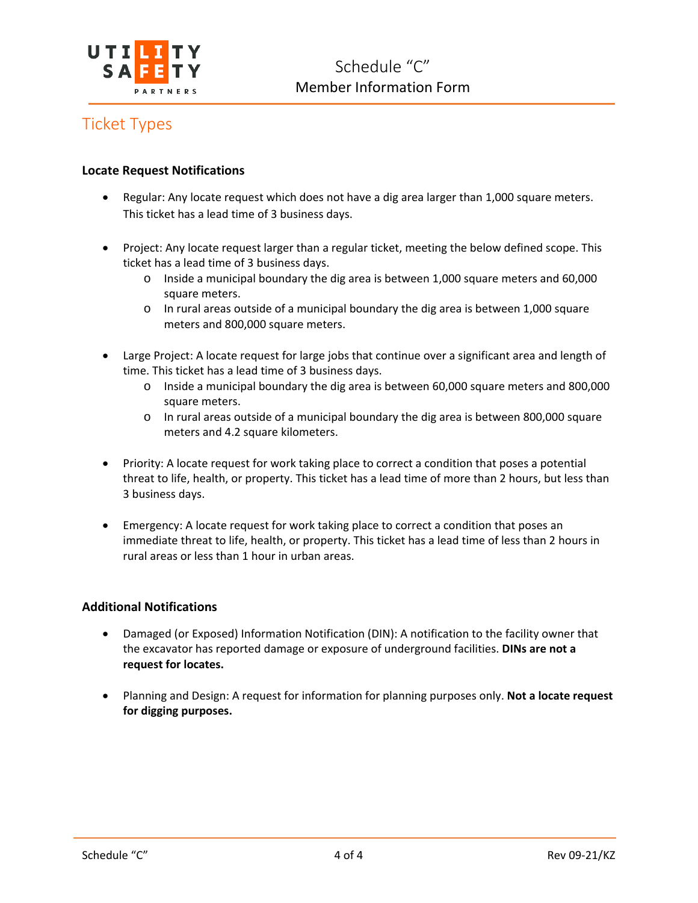# Ticket Types

### Locate Request Notifications

- Regular: Any locate request which does not have a dig area larger than 1,000 square meters. This ticket has a lead time of 3 business days.

- Project: Any locate request larger than a regular ticket, meeting the below defined scope. This ticket has a lead time of 3 business days.
  - Inside a municipal boundary the dig area is between 1,000 square meters and 60,000 square meters.
  - In rural areas outside of a municipal boundary the dig area is between 1,000 square meters and 800,000 square meters.

- Large Project: A locate request for large jobs that continue over a significant area and length of time. This ticket has a lead time of 3 business days.
  - Inside a municipal boundary the dig area is between 60,000 square meters and 800,000 square meters.
  - In rural areas outside of a municipal boundary the dig area is between 800,000 square meters and 4.2 square kilometers.

- Priority: A locate request for work taking place to correct a condition that poses a potential threat to life, health, or property. This ticket has a lead time of more than 2 hours, but less than 3 business days.

- Emergency: A locate request for work taking place to correct a condition that poses an immediate threat to life, health, or property. This ticket has a lead time of less than 2 hours in rural areas or less than 1 hour in urban areas.

### Additional Notifications

- Damaged (or Exposed) Information Notification (DIN): A notification to the facility owner that the excavator has reported damage or exposure of underground facilities. **DINs are not a request for locates.**

- Planning and Design: A request for information for planning purposes only. **Not a locate request for digging purposes.**